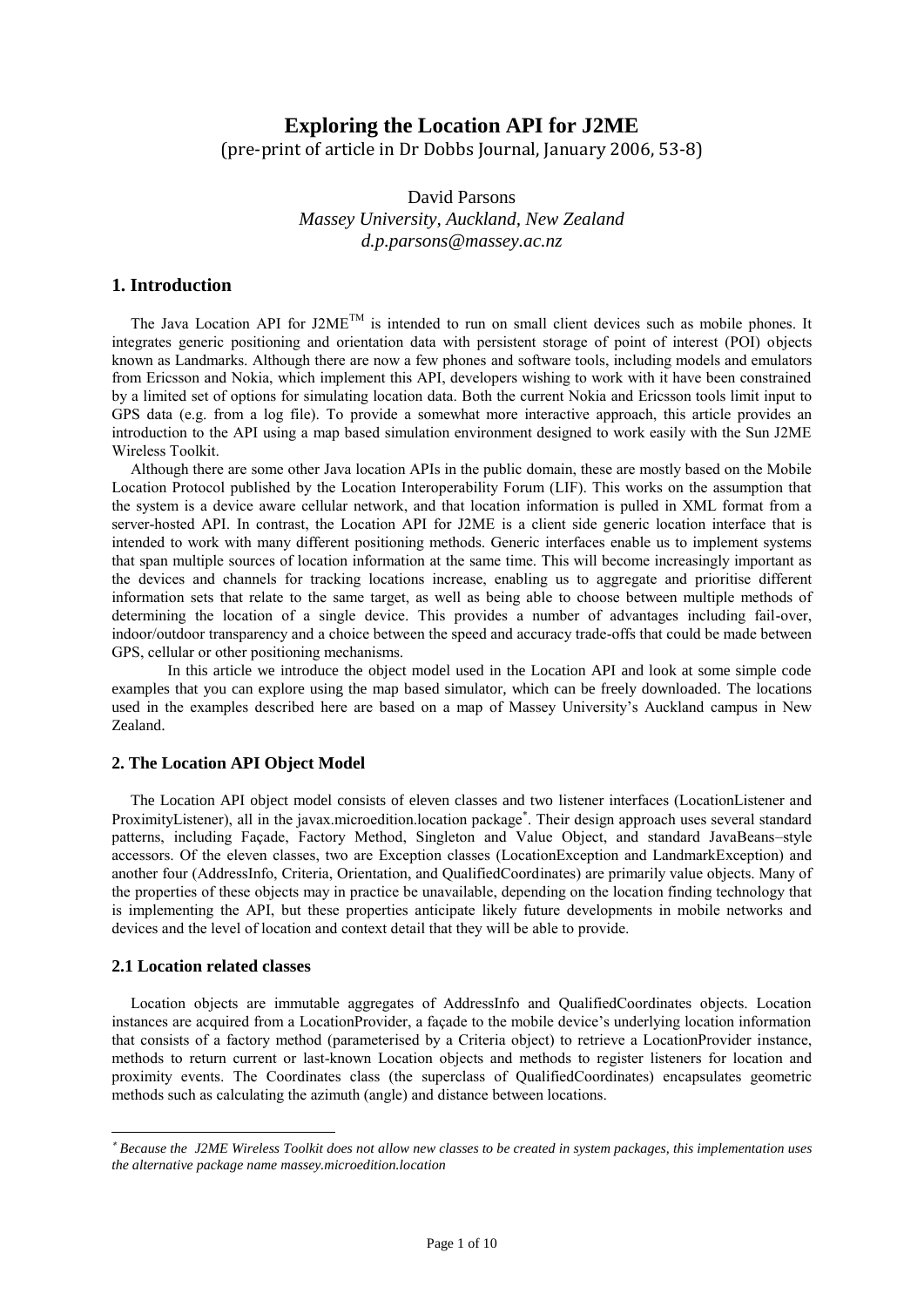# Exploring the Location API for J2ME

(pre-print of article in Dr Dobbs Journal, January 2006, 53-8)

David Parsons

*Massey University, Auckland, New Zealand*

*d.p.parsons@massey.ac.nz*

## 1. Introduction

The Java Location API for J2ME™ is intended to run on small client devices such as mobile phones. It integrates generic positioning and orientation data with persistent storage of point of interest (POI) objects known as Landmarks. Although there are now a few phones and software tools, including models and emulators from Ericsson and Nokia, which implement this API, developers wishing to work with it have been constrained by a limited set of options for simulating location data. Both the current Nokia and Ericsson tools limit input to GPS data (e.g. from a log file). To provide a somewhat more interactive approach, this article provides an introduction to the API using a map based simulation environment designed to work easily with the Sun J2ME Wireless Toolkit.

Although there are some other Java location APIs in the public domain, these are mostly based on the Mobile Location Protocol published by the Location Interoperability Forum (LIF). This works on the assumption that the system is a device aware cellular network, and that location information is pulled in XML format from a server-hosted API. In contrast, the Location API for J2ME is a client side generic location interface that is intended to work with many different positioning methods. Generic interfaces enable us to implement systems that span multiple sources of location information at the same time. This will become increasingly important as the devices and channels for tracking locations increase, enabling us to aggregate and prioritise different information sets that relate to the same target, as well as being able to choose between multiple methods of determining the location of a single device. This provides a number of advantages including fail-over, indoor/outdoor transparency and a choice between the speed and accuracy trade-offs that could be made between GPS, cellular or other positioning mechanisms.

In this article we introduce the object model used in the Location API and look at some simple code examples that you can explore using the map based simulator, which can be freely downloaded. The locations used in the examples described here are based on a map of Massey University's Auckland campus in New Zealand.

### 2. The Location API Object Model

The Location API object model consists of eleven classes and two listener interfaces (LocationListener and ProximityListener), all in the javax.microedition.location package*. Their design approach uses several standard patterns, including Façade, Factory Method, Singleton and Value Object, and standard JavaBeans–style accessors. Of the eleven classes, two are Exception classes (LocationException and LandmarkException) and another four (AddressInfo, Criteria, Orientation, and QualifiedCoordinates) are primarily value objects. Many of the properties of these objects may in practice be unavailable, depending on the location finding technology that is implementing the API, but these properties anticipate likely future developments in mobile networks and devices and the level of location and context detail that they will be able to provide.

### 2.1 Location related classes

Location objects are immutable aggregates of AddressInfo and QualifiedCoordinates objects. Location instances are acquired from a LocationProvider, a façade to the mobile device's underlying location information that consists of a factory method (parameterised by a Criteria object) to retrieve a LocationProvider instance, methods to return current or last-known Location objects and methods to register listeners for location and proximity events. The Coordinates class (the superclass of QualifiedCoordinates) encapsulates geometric methods such as calculating the azimuth (angle) and distance between locations.

---

*\* Because the J2ME Wireless Toolkit does not allow new classes to be created in system packages, this implementation uses the alternative package name massey.microedition.location*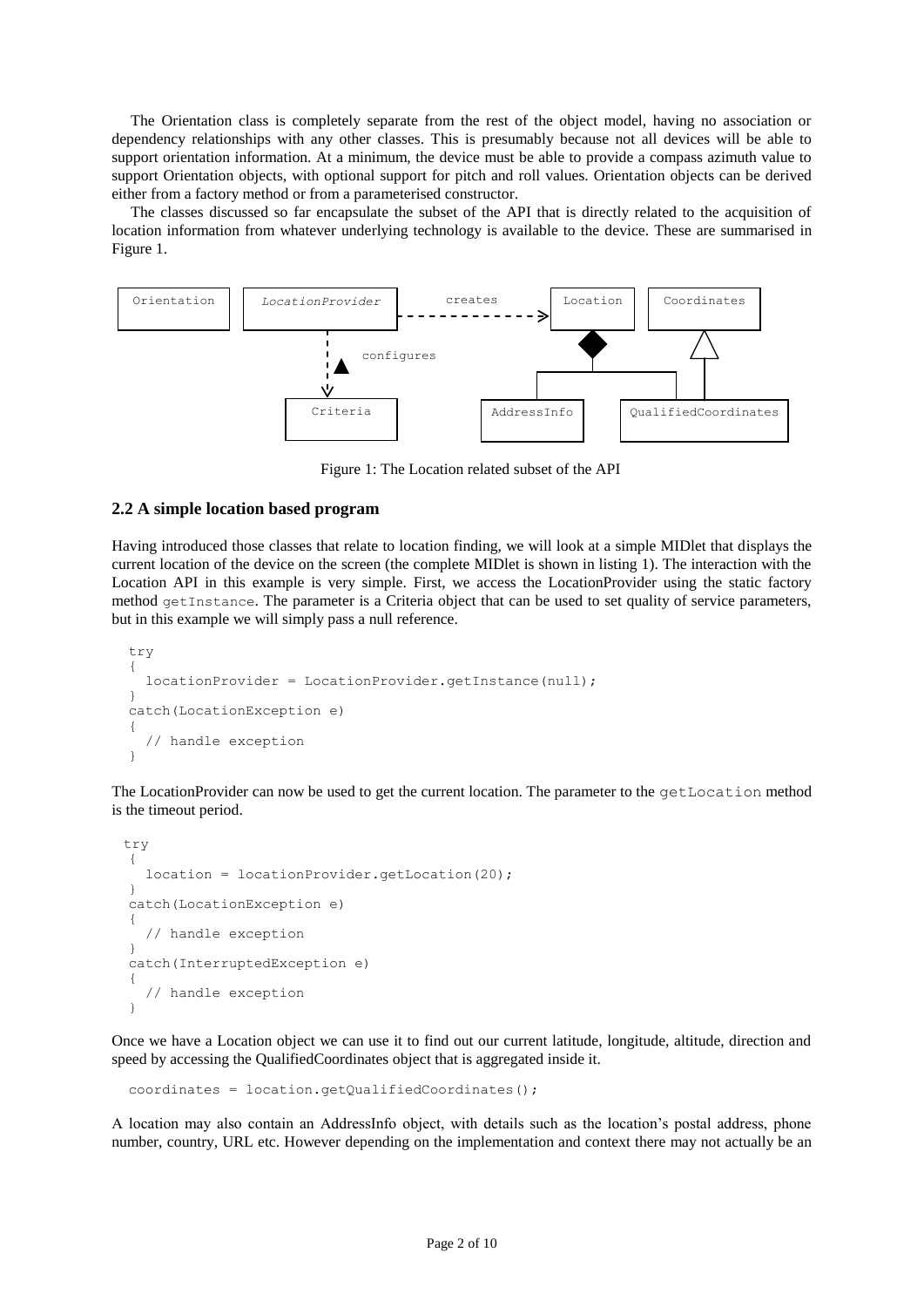The Orientation class is completely separate from the rest of the object model, having no association or dependency relationships with any other classes. This is presumably because not all devices will be able to support orientation information. At a minimum, the device must be able to provide a compass azimuth value to support Orientation objects, with optional support for pitch and roll values. Orientation objects can be derived either from a factory method or from a parameterised constructor.

The classes discussed so far encapsulate the subset of the API that is directly related to the acquisition of location information from whatever underlying technology is available to the device. These are summarised in Figure 1.

Figure 1: The Location related subset of the API

## 2.2 A simple location based program

Having introduced those classes that relate to location finding, we will look at a simple MIDlet that displays the current location of the device on the screen (the complete MIDlet is shown in listing 1). The interaction with the Location API in this example is very simple. First, we access the LocationProvider using the static factory method `getInstance`. The parameter is a Criteria object that can be used to set quality of service parameters, but in this example we will simply pass a null reference.

```
try
{
  locationProvider = LocationProvider.getInstance(null);
}
catch(LocationException e)
{
  // handle exception
}
```

The LocationProvider can now be used to get the current location. The parameter to the `getLocation` method is the timeout period.

```
try
{
  location = locationProvider.getLocation(20);
}
catch(LocationException e)
{
  // handle exception
}
catch(InterruptedException e)
{
  // handle exception
}
```

Once we have a Location object we can use it to find out our current latitude, longitude, altitude, direction and speed by accessing the QualifiedCoordinates object that is aggregated inside it.

```
coordinates = location.getQualifiedCoordinates();
```

A location may also contain an AddressInfo object, with details such as the location's postal address, phone number, country, URL etc. However depending on the implementation and context there may not actually be an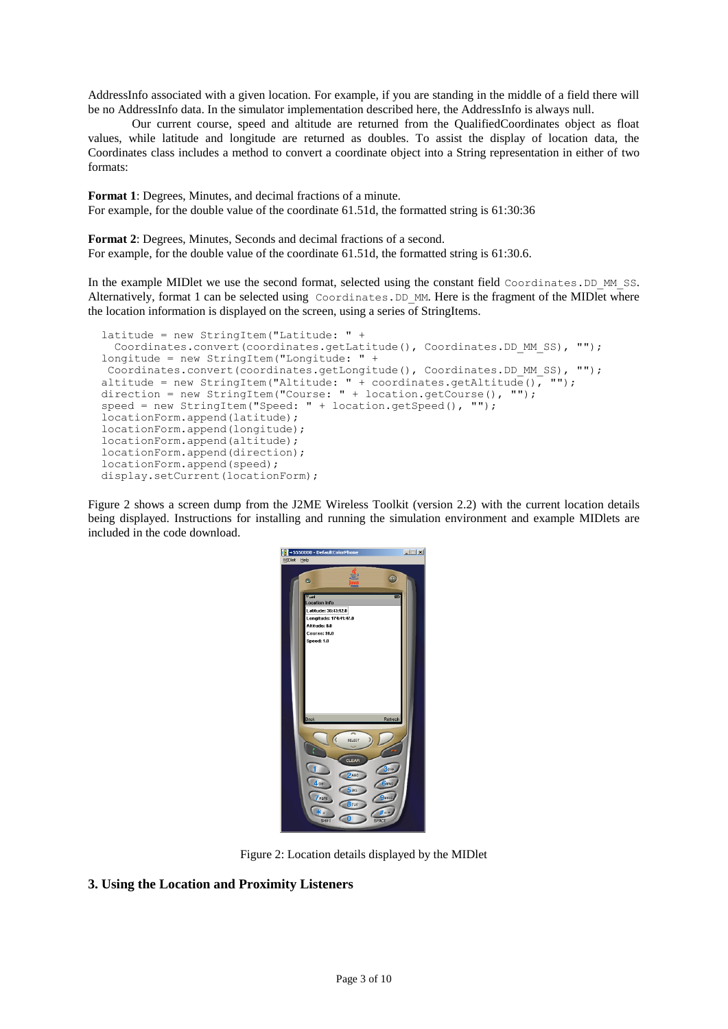AddressInfo associated with a given location. For example, if you are standing in the middle of a field there will be no AddressInfo data. In the simulator implementation described here, the AddressInfo is always null.

Our current course, speed and altitude are returned from the QualifiedCoordinates object as float values, while latitude and longitude are returned as doubles. To assist the display of location data, the Coordinates class includes a method to convert a coordinate object into a String representation in either of two formats:

**Format 1**: Degrees, Minutes, and decimal fractions of a minute.
For example, for the double value of the coordinate 61.51d, the formatted string is 61:30:36

**Format 2**: Degrees, Minutes, Seconds and decimal fractions of a second.
For example, for the double value of the coordinate 61.51d, the formatted string is 61:30.6.

In the example MIDlet we use the second format, selected using the constant field `Coordinates.DD_MM_SS`. Alternatively, format 1 can be selected using `Coordinates.DD_MM`. Here is the fragment of the MIDlet where the location information is displayed on the screen, using a series of StringItems.

```
latitude = new StringItem("Latitude: " +
  Coordinates.convert(coordinates.getLatitude(), Coordinates.DD_MM_SS), "");
longitude = new StringItem("Longitude: " +
 Coordinates.convert(coordinates.getLongitude(), Coordinates.DD_MM_SS), "");
altitude = new StringItem("Altitude: " + coordinates.getAltitude(), "");
direction = new StringItem("Course: " + location.getCourse(), "");
speed = new StringItem("Speed: " + location.getSpeed(), "");
locationForm.append(latitude);
locationForm.append(longitude);
locationForm.append(altitude);
locationForm.append(direction);
locationForm.append(speed);
display.setCurrent(locationForm);
```

Figure 2 shows a screen dump from the J2ME Wireless Toolkit (version 2.2) with the current location details being displayed. Instructions for installing and running the simulation environment and example MIDlets are included in the code download.

Figure 2: Location details displayed by the MIDlet

## 3. Using the Location and Proximity Listeners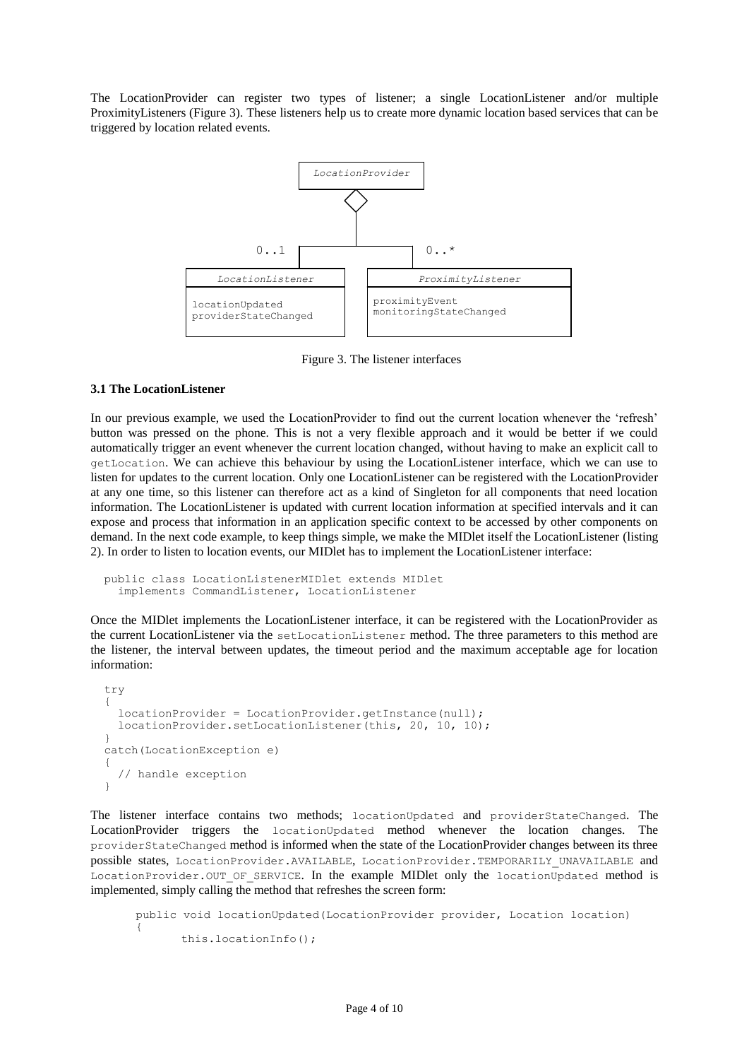The LocationProvider can register two types of listener; a single LocationListener and/or multiple ProximityListeners (Figure 3). These listeners help us to create more dynamic location based services that can be triggered by location related events.

```
                 LocationProvider
                        <>
                        |
        0..1  ----------+----------  0..*
              |                   |
      LocationListener      ProximityListener
      ----------------      ----------------------
      locationUpdated       proximityEvent
      providerStateChanged  monitoringStateChanged
```

Figure 3. The listener interfaces

### 3.1 The LocationListener

In our previous example, we used the LocationProvider to find out the current location whenever the 'refresh' button was pressed on the phone. This is not a very flexible approach and it would be better if we could automatically trigger an event whenever the current location changed, without having to make an explicit call to `getLocation`. We can achieve this behaviour by using the LocationListener interface, which we can use to listen for updates to the current location. Only one LocationListener can be registered with the LocationProvider at any one time, so this listener can therefore act as a kind of Singleton for all components that need location information. The LocationListener is updated with current location information at specified intervals and it can expose and process that information in an application specific context to be accessed by other components on demand. In the next code example, to keep things simple, we make the MIDlet itself the LocationListener (listing 2). In order to listen to location events, our MIDlet has to implement the LocationListener interface:

```
public class LocationListenerMIDlet extends MIDlet
  implements CommandListener, LocationListener
```

Once the MIDlet implements the LocationListener interface, it can be registered with the LocationProvider as the current LocationListener via the `setLocationListener` method. The three parameters to this method are the listener, the interval between updates, the timeout period and the maximum acceptable age for location information:

```
try
{
  locationProvider = LocationProvider.getInstance(null);
  locationProvider.setLocationListener(this, 20, 10, 10);
}
catch(LocationException e)
{
  // handle exception
}
```

The listener interface contains two methods; `locationUpdated` and `providerStateChanged`. The LocationProvider triggers the `locationUpdated` method whenever the location changes. The `providerStateChanged` method is informed when the state of the LocationProvider changes between its three possible states, `LocationProvider.AVAILABLE`, `LocationProvider.TEMPORARILY_UNAVAILABLE` and `LocationProvider.OUT_OF_SERVICE`. In the example MIDlet only the `locationUpdated` method is implemented, simply calling the method that refreshes the screen form:

```
public void locationUpdated(LocationProvider provider, Location location)
{
      this.locationInfo();
```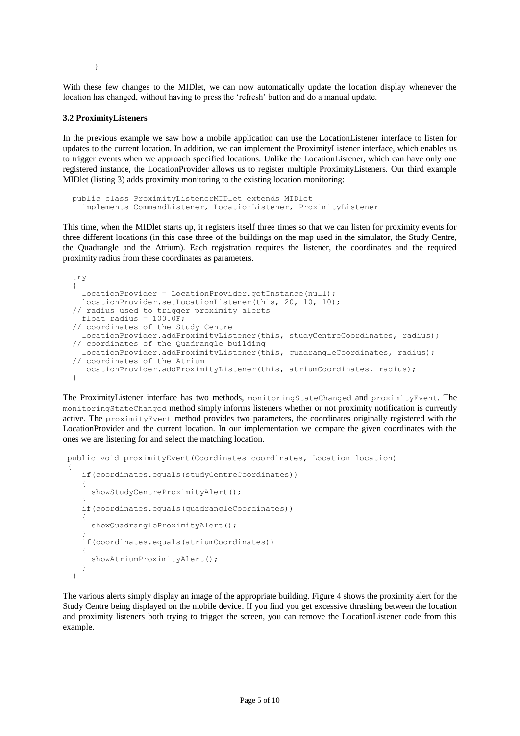```
    }
```

With these few changes to the MIDlet, we can now automatically update the location display whenever the location has changed, without having to press the 'refresh' button and do a manual update.

### 3.2 ProximityListeners

In the previous example we saw how a mobile application can use the LocationListener interface to listen for updates to the current location. In addition, we can implement the ProximityListener interface, which enables us to trigger events when we approach specified locations. Unlike the LocationListener, which can have only one registered instance, the LocationProvider allows us to register multiple ProximityListeners. Our third example MIDlet (listing 3) adds proximity monitoring to the existing location monitoring:

```
public class ProximityListenerMIDlet extends MIDlet
  implements CommandListener, LocationListener, ProximityListener
```

This time, when the MIDlet starts up, it registers itself three times so that we can listen for proximity events for three different locations (in this case three of the buildings on the map used in the simulator, the Study Centre, the Quadrangle and the Atrium). Each registration requires the listener, the coordinates and the required proximity radius from these coordinates as parameters.

```
try
{
  locationProvider = LocationProvider.getInstance(null);
  locationProvider.setLocationListener(this, 20, 10, 10);
// radius used to trigger proximity alerts
  float radius = 100.0F;
// coordinates of the Study Centre
  locationProvider.addProximityListener(this, studyCentreCoordinates, radius);
// coordinates of the Quadrangle building
  locationProvider.addProximityListener(this, quadrangleCoordinates, radius);
// coordinates of the Atrium
  locationProvider.addProximityListener(this, atriumCoordinates, radius);
}
```

The ProximityListener interface has two methods, `monitoringStateChanged` and `proximityEvent`. The `monitoringStateChanged` method simply informs listeners whether or not proximity notification is currently active. The `proximityEvent` method provides two parameters, the coordinates originally registered with the LocationProvider and the current location. In our implementation we compare the given coordinates with the ones we are listening for and select the matching location.

```
public void proximityEvent(Coordinates coordinates, Location location)
{
   if(coordinates.equals(studyCentreCoordinates))
   {
     showStudyCentreProximityAlert();
   }
   if(coordinates.equals(quadrangleCoordinates))
   {
     showQuadrangleProximityAlert();
   }
   if(coordinates.equals(atriumCoordinates))
   {
     showAtriumProximityAlert();
   }
 }
```

The various alerts simply display an image of the appropriate building. Figure 4 shows the proximity alert for the Study Centre being displayed on the mobile device. If you find you get excessive thrashing between the location and proximity listeners both trying to trigger the screen, you can remove the LocationListener code from this example.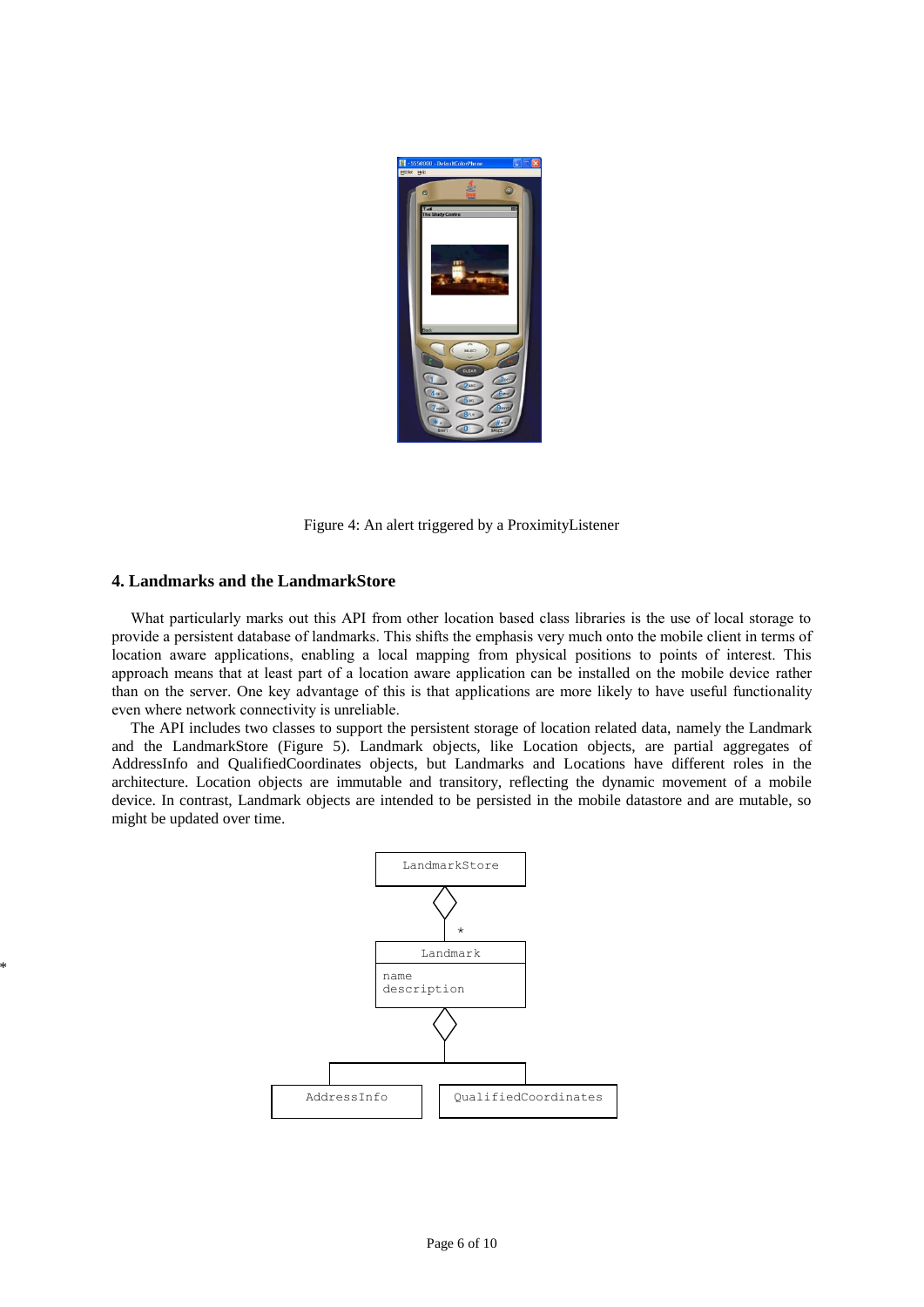Figure 4: An alert triggered by a ProximityListener

## 4. Landmarks and the LandmarkStore

What particularly marks out this API from other location based class libraries is the use of local storage to provide a persistent database of landmarks. This shifts the emphasis very much onto the mobile client in terms of location aware applications, enabling a local mapping from physical positions to points of interest. This approach means that at least part of a location aware application can be installed on the mobile device rather than on the server. One key advantage of this is that applications are more likely to have useful functionality even where network connectivity is unreliable.

The API includes two classes to support the persistent storage of location related data, namely the Landmark and the LandmarkStore (Figure 5). Landmark objects, like Location objects, are partial aggregates of AddressInfo and QualifiedCoordinates objects, but Landmarks and Locations have different roles in the architecture. Location objects are immutable and transitory, reflecting the dynamic movement of a mobile device. In contrast, Landmark objects are intended to be persisted in the mobile datastore and are mutable, so might be updated over time.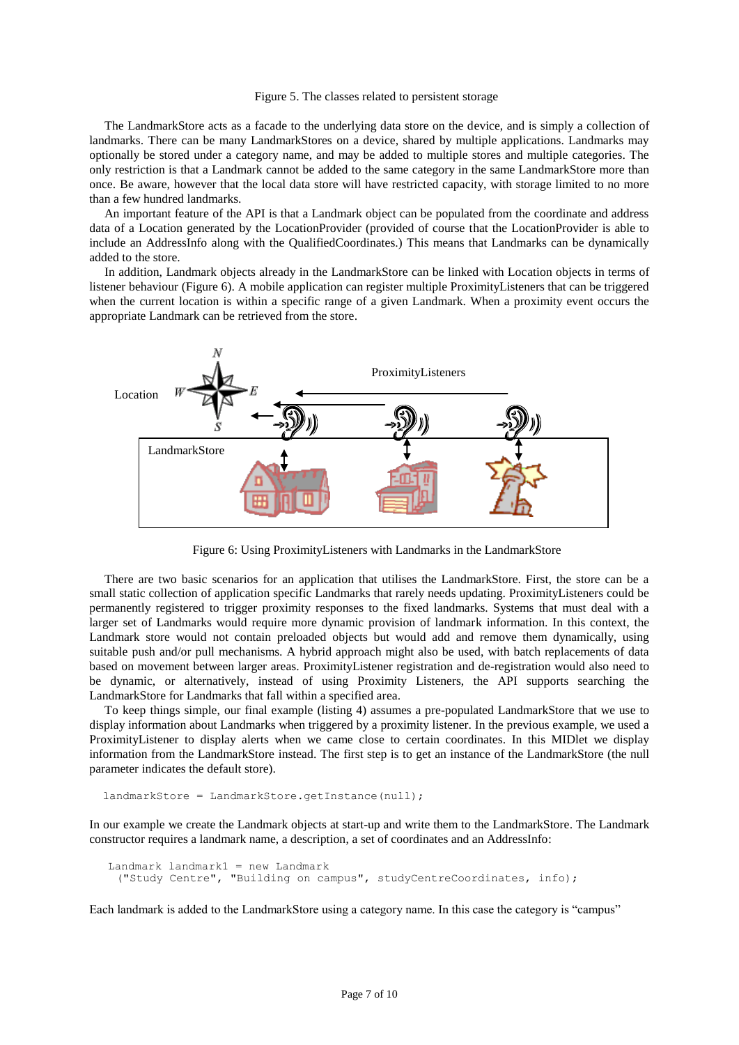Figure 5. The classes related to persistent storage

The LandmarkStore acts as a facade to the underlying data store on the device, and is simply a collection of landmarks. There can be many LandmarkStores on a device, shared by multiple applications. Landmarks may optionally be stored under a category name, and may be added to multiple stores and multiple categories. The only restriction is that a Landmark cannot be added to the same category in the same LandmarkStore more than once. Be aware, however that the local data store will have restricted capacity, with storage limited to no more than a few hundred landmarks.

An important feature of the API is that a Landmark object can be populated from the coordinate and address data of a Location generated by the LocationProvider (provided of course that the LocationProvider is able to include an AddressInfo along with the QualifiedCoordinates.) This means that Landmarks can be dynamically added to the store.

In addition, Landmark objects already in the LandmarkStore can be linked with Location objects in terms of listener behaviour (Figure 6). A mobile application can register multiple ProximityListeners that can be triggered when the current location is within a specific range of a given Landmark. When a proximity event occurs the appropriate Landmark can be retrieved from the store.

Figure 6: Using ProximityListeners with Landmarks in the LandmarkStore

There are two basic scenarios for an application that utilises the LandmarkStore. First, the store can be a small static collection of application specific Landmarks that rarely needs updating. ProximityListeners could be permanently registered to trigger proximity responses to the fixed landmarks. Systems that must deal with a larger set of Landmarks would require more dynamic provision of landmark information. In this context, the Landmark store would not contain preloaded objects but would add and remove them dynamically, using suitable push and/or pull mechanisms. A hybrid approach might also be used, with batch replacements of data based on movement between larger areas. ProximityListener registration and de-registration would also need to be dynamic, or alternatively, instead of using Proximity Listeners, the API supports searching the LandmarkStore for Landmarks that fall within a specified area.

To keep things simple, our final example (listing 4) assumes a pre-populated LandmarkStore that we use to display information about Landmarks when triggered by a proximity listener. In the previous example, we used a ProximityListener to display alerts when we came close to certain coordinates. In this MIDlet we display information from the LandmarkStore instead. The first step is to get an instance of the LandmarkStore (the null parameter indicates the default store).

```
landmarkStore = LandmarkStore.getInstance(null);
```

In our example we create the Landmark objects at start-up and write them to the LandmarkStore. The Landmark constructor requires a landmark name, a description, a set of coordinates and an AddressInfo:

```
Landmark landmark1 = new Landmark
  ("Study Centre", "Building on campus", studyCentreCoordinates, info);
```

Each landmark is added to the LandmarkStore using a category name. In this case the category is “campus”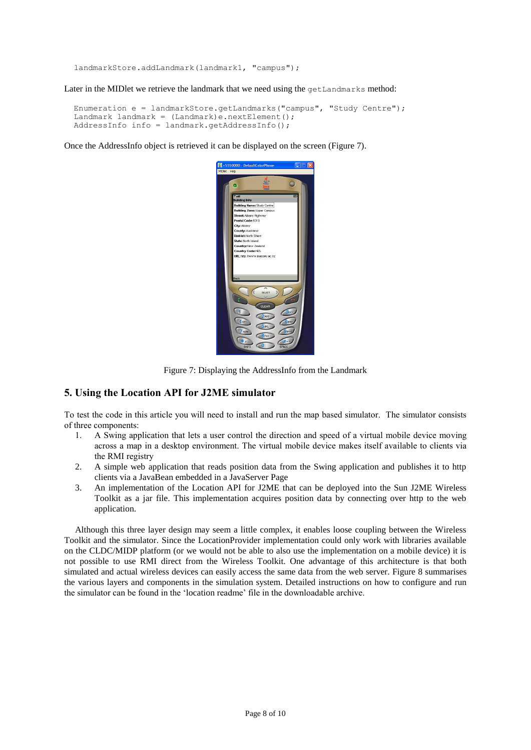```
landmarkStore.addLandmark(landmark1, "campus");
```

Later in the MIDlet we retrieve the landmark that we need using the `getLandmarks` method:

```
Enumeration e = landmarkStore.getLandmarks("campus", "Study Centre");
Landmark landmark = (Landmark)e.nextElement();
AddressInfo info = landmark.getAddressInfo();
```

Once the AddressInfo object is retrieved it can be displayed on the screen (Figure 7).

Figure 7: Displaying the AddressInfo from the Landmark

## 5. Using the Location API for J2ME simulator

To test the code in this article you will need to install and run the map based simulator. The simulator consists of three components:

1. A Swing application that lets a user control the direction and speed of a virtual mobile device moving across a map in a desktop environment. The virtual mobile device makes itself available to clients via the RMI registry
2. A simple web application that reads position data from the Swing application and publishes it to http clients via a JavaBean embedded in a JavaServer Page
3. An implementation of the Location API for J2ME that can be deployed into the Sun J2ME Wireless Toolkit as a jar file. This implementation acquires position data by connecting over http to the web application.

Although this three layer design may seem a little complex, it enables loose coupling between the Wireless Toolkit and the simulator. Since the LocationProvider implementation could only work with libraries available on the CLDC/MIDP platform (or we would not be able to also use the implementation on a mobile device) it is not possible to use RMI direct from the Wireless Toolkit. One advantage of this architecture is that both simulated and actual wireless devices can easily access the same data from the web server. Figure 8 summarises the various layers and components in the simulation system. Detailed instructions on how to configure and run the simulator can be found in the 'location readme' file in the downloadable archive.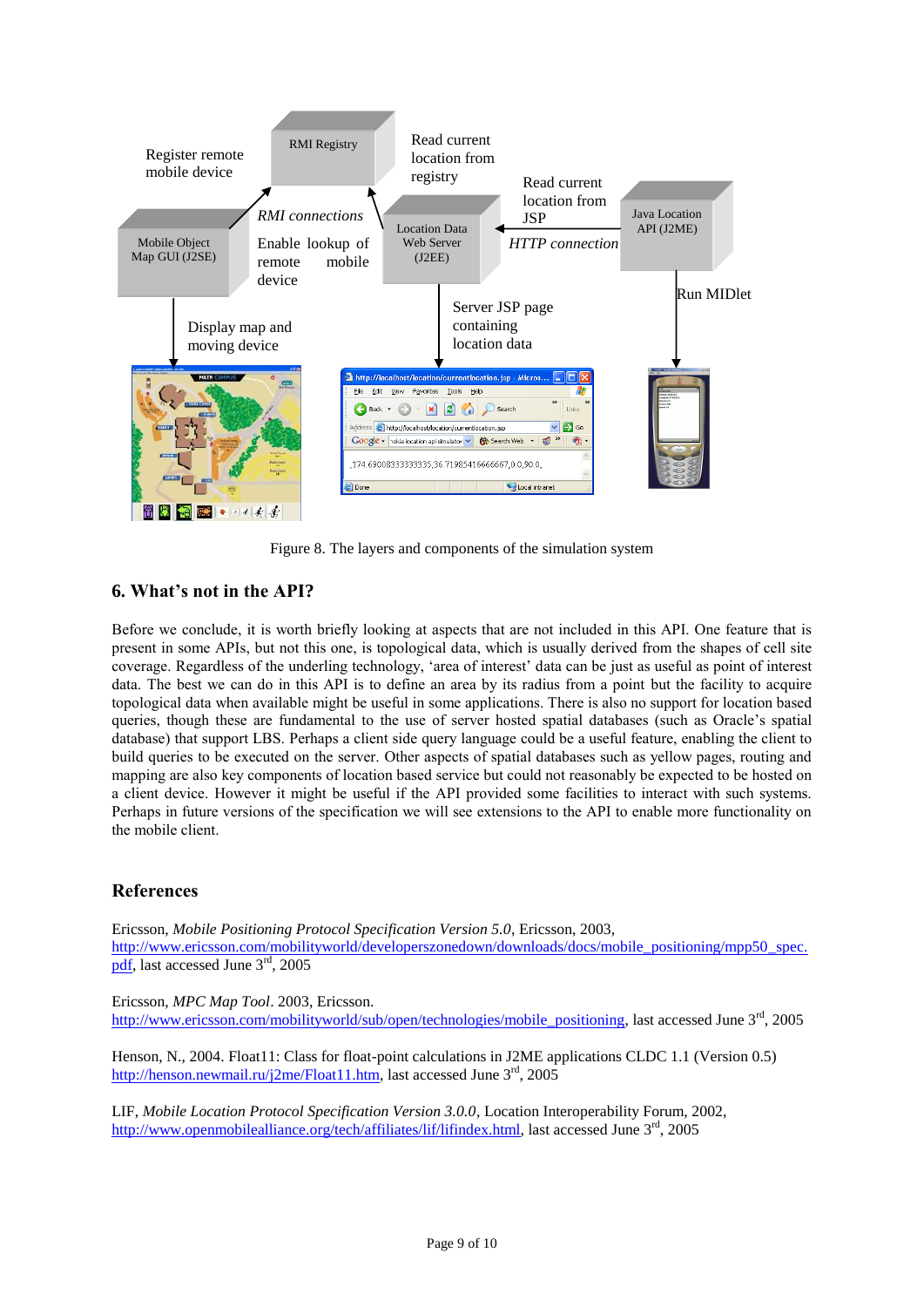Figure 8. The layers and components of the simulation system

## 6. What's not in the API?

Before we conclude, it is worth briefly looking at aspects that are not included in this API. One feature that is present in some APIs, but not this one, is topological data, which is usually derived from the shapes of cell site coverage. Regardless of the underling technology, 'area of interest' data can be just as useful as point of interest data. The best we can do in this API is to define an area by its radius from a point but the facility to acquire topological data when available might be useful in some applications. There is also no support for location based queries, though these are fundamental to the use of server hosted spatial databases (such as Oracle's spatial database) that support LBS. Perhaps a client side query language could be a useful feature, enabling the client to build queries to be executed on the server. Other aspects of spatial databases such as yellow pages, routing and mapping are also key components of location based service but could not reasonably be expected to be hosted on a client device. However it might be useful if the API provided some facilities to interact with such systems. Perhaps in future versions of the specification we will see extensions to the API to enable more functionality on the mobile client.

## References

Ericsson, *Mobile Positioning Protocol Specification Version 5.0*, Ericsson, 2003, http://www.ericsson.com/mobilityworld/developerszonedown/downloads/docs/mobile_positioning/mpp50_spec.pdf, last accessed June 3rd, 2005

Ericsson, *MPC Map Tool*. 2003, Ericsson. http://www.ericsson.com/mobilityworld/sub/open/technologies/mobile_positioning, last accessed June 3rd, 2005

Henson, N., 2004. Float11: Class for float-point calculations in J2ME applications CLDC 1.1 (Version 0.5) http://henson.newmail.ru/j2me/Float11.htm, last accessed June 3rd, 2005

LIF, *Mobile Location Protocol Specification Version 3.0.0*, Location Interoperability Forum, 2002, http://www.openmobilealliance.org/tech/affiliates/lif/lifindex.html, last accessed June 3rd, 2005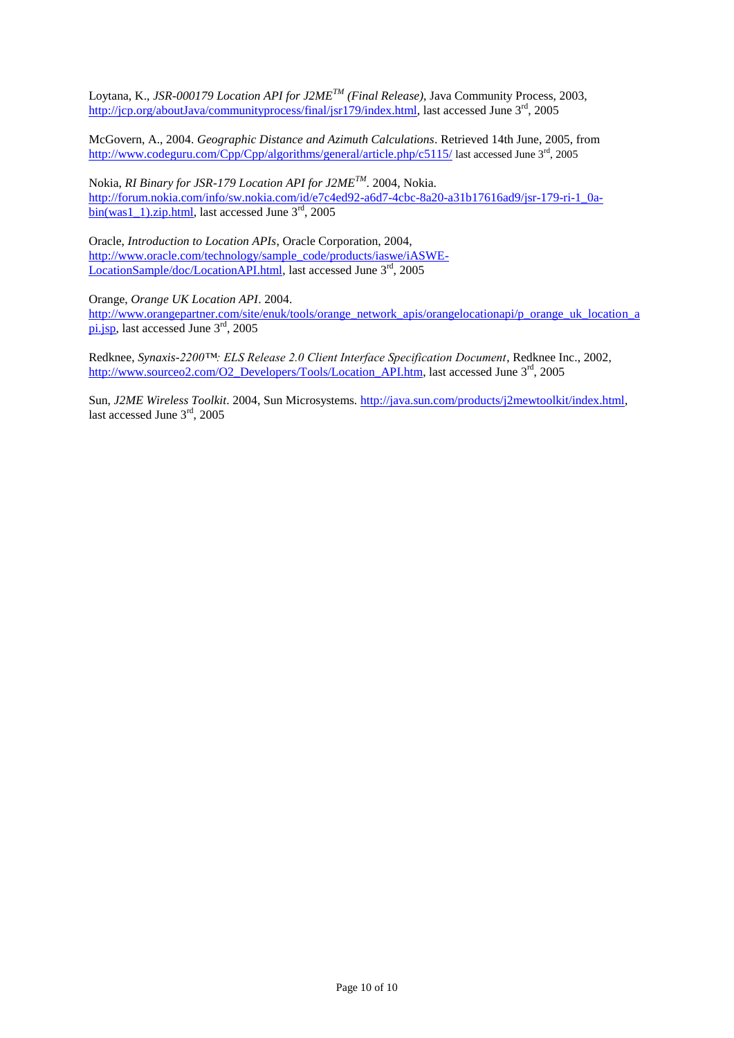Loytana, K., *JSR-000179 Location API for J2ME[TM] (Final Release)*, Java Community Process, 2003, http://jcp.org/aboutJava/communityprocess/final/jsr179/index.html, last accessed June 3[rd], 2005

McGovern, A., 2004. *Geographic Distance and Azimuth Calculations*. Retrieved 14th June, 2005, from http://www.codeguru.com/Cpp/Cpp/algorithms/general/article.php/c5115/ last accessed June 3[rd], 2005

Nokia, *RI Binary for JSR-179 Location API for J2ME[TM]*. 2004, Nokia. http://forum.nokia.com/info/sw.nokia.com/id/e7c4ed92-a6d7-4cbc-8a20-a31b17616ad9/jsr-179-ri-1_0a-bin(was1_1).zip.html, last accessed June 3[rd], 2005

Oracle, *Introduction to Location APIs*, Oracle Corporation, 2004, http://www.oracle.com/technology/sample_code/products/iaswe/iASWE-LocationSample/doc/LocationAPI.html, last accessed June 3[rd], 2005

Orange, *Orange UK Location API*. 2004. http://www.orangepartner.com/site/enuk/tools/orange_network_apis/orangelocationapi/p_orange_uk_location_api.jsp, last accessed June 3[rd], 2005

Redknee, *Synaxis-2200™: ELS Release 2.0 Client Interface Specification Document*, Redknee Inc., 2002, http://www.sourceo2.com/O2_Developers/Tools/Location_API.htm, last accessed June 3[rd], 2005

Sun, *J2ME Wireless Toolkit*. 2004, Sun Microsystems. http://java.sun.com/products/j2mewtoolkit/index.html, last accessed June 3[rd], 2005